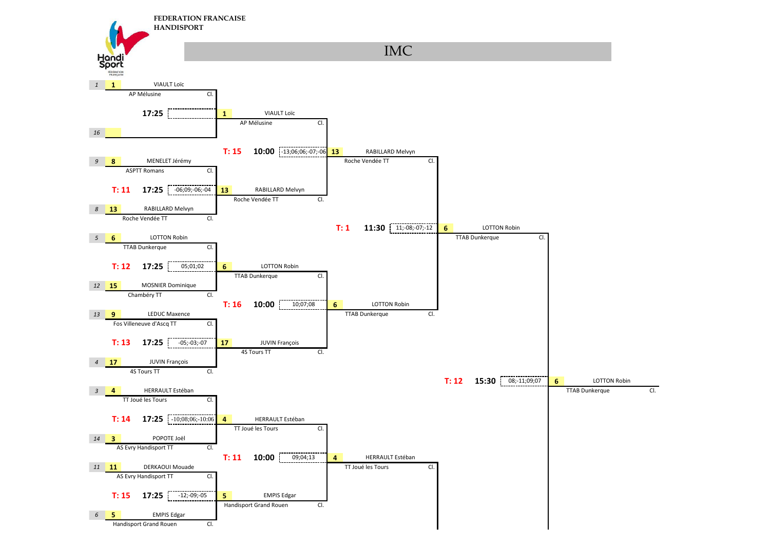**FEDERATION FRANCAISE HANDISPORT**

# IMC

## Premier tour

| Tirage | Seed | Joueur | Club | Table | Heure | Score | Vainqueur |
|---|---|---|---|---|---|---|---|
| 1 | 1 | VIAULT Loïc | AP Mélusine | | 17:25 | | 1 VIAULT Loïc (AP Mélusine) |
| 16 | | | | | | | |
| 9 | 8 | MENELET Jérémy | ASPTT Romans | T: 11 | 17:25 | -06;09;-06;-04 | 13 RABILLARD Melvyn (Roche Vendée TT) |
| 8 | 13 | RABILLARD Melvyn | Roche Vendée TT | | | | |
| 5 | 6 | LOTTON Robin | TTAB Dunkerque | T: 12 | 17:25 | 05;01;02 | 6 LOTTON Robin (TTAB Dunkerque) |
| 12 | 15 | MOSNIER Dominique | Chambéry TT | | | | |
| 13 | 9 | LEDUC Maxence | Fos Villeneuve d'Ascq TT | T: 13 | 17:25 | -05;-03;-07 | 17 JUVIN François (4S Tours TT) |
| 4 | 17 | JUVIN François | 4S Tours TT | | | | |
| 3 | 4 | HERRAULT Estéban | TT Joué les Tours | T: 14 | 17:25 | -10;08;06;-10:06 | 4 HERRAULT Estéban (TT Joué les Tours) |
| 14 | 3 | POPOTE Joël | AS Evry Handisport TT | | | | |
| 11 | 11 | DERKAOUI Mouade | AS Evry Handisport TT | T: 15 | 17:25 | -12;-09;-05 | 5 EMPIS Edgar (Handisport Grand Rouen) |
| 6 | 5 | EMPIS Edgar | Handisport Grand Rouen | | | | |

## Deuxième tour

| Match | Table | Heure | Score | Vainqueur |
|---|---|---|---|---|
| 1 VIAULT Loïc (AP Mélusine) – 13 RABILLARD Melvyn (Roche Vendée TT) | T: 15 | 10:00 | -13;06;06;-07;-06 | 13 RABILLARD Melvyn (Roche Vendée TT) |
| 6 LOTTON Robin (TTAB Dunkerque) – 17 JUVIN François (4S Tours TT) | T: 16 | 10:00 | 10;07;08 | 6 LOTTON Robin (TTAB Dunkerque) |
| 4 HERRAULT Estéban (TT Joué les Tours) – 5 EMPIS Edgar (Handisport Grand Rouen) | T: 11 | 10:00 | 09;04;13 | 4 HERRAULT Estéban (TT Joué les Tours) |

## Troisième tour

| Match | Table | Heure | Score | Vainqueur |
|---|---|---|---|---|
| 13 RABILLARD Melvyn (Roche Vendée TT) – 6 LOTTON Robin (TTAB Dunkerque) | T: 1 | 11:30 | 11;-08;-07;-12 | 6 LOTTON Robin (TTAB Dunkerque) |

## Quatrième tour

| Match | Table | Heure | Score | Vainqueur |
|---|---|---|---|---|
| 6 LOTTON Robin (TTAB Dunkerque) – … | T: 12 | 15:30 | 08;-11;09;07 | 6 LOTTON Robin (TTAB Dunkerque) |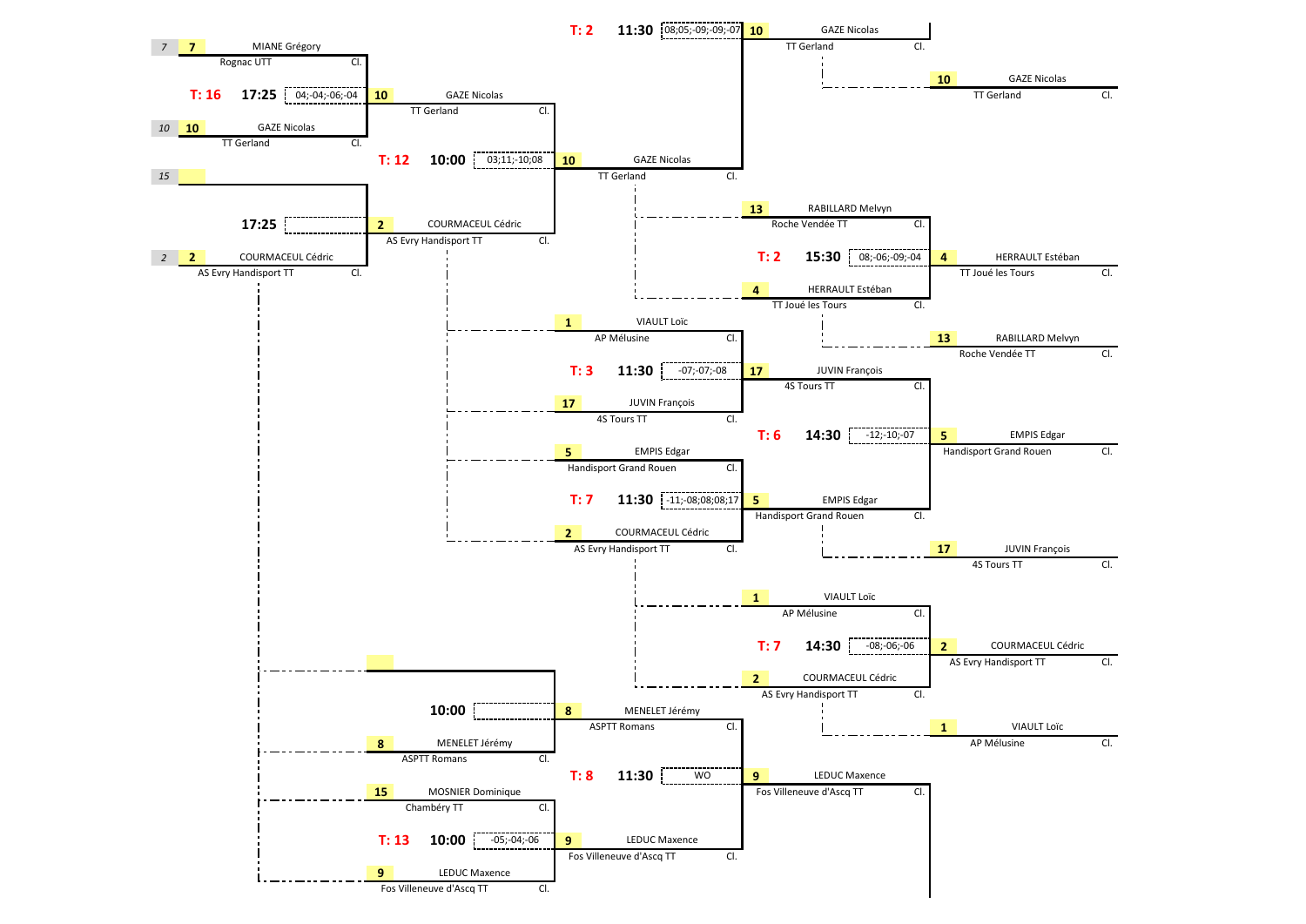**Tableau de la compétition**

**Premier tour**

| Table | Heure | Scores | Joueur 1 | Club 1 | Joueur 2 | Club 2 | Vainqueur |
|---|---|---|---|---|---|---|---|
| T: 16 | 17:25 | 04;-04;-06;-04 | 7 MIANE Grégory | Rognac UTT | 10 GAZE Nicolas | TT Gerland | 10 GAZE Nicolas (TT Gerland) |
| | 17:25 | | 15 | | 2 COURMACEUL Cédric | AS Evry Handisport TT | 2 COURMACEUL Cédric (AS Evry Handisport TT) |
| | 10:00 | | | | 8 MENELET Jérémy | ASPTT Romans | 8 MENELET Jérémy (ASPTT Romans) |
| T: 13 | 10:00 | -05;-04;-06 | 15 MOSNIER Dominique | Chambéry TT | 9 LEDUC Maxence | Fos Villeneuve d'Ascq TT | 9 LEDUC Maxence (Fos Villeneuve d'Ascq TT) |

**Deuxième tour**

| Table | Heure | Scores | Joueur 1 | Club 1 | Joueur 2 | Club 2 | Vainqueur |
|---|---|---|---|---|---|---|---|
| T: 12 | 10:00 | 03;11;-10;08 | 10 GAZE Nicolas | TT Gerland | 2 COURMACEUL Cédric | AS Evry Handisport TT | 10 GAZE Nicolas (TT Gerland) |
| T: 8 | 11:30 | WO | 8 MENELET Jérémy | ASPTT Romans | 9 LEDUC Maxence | Fos Villeneuve d'Ascq TT | 9 LEDUC Maxence (Fos Villeneuve d'Ascq TT) |

**Troisième tour**

| Table | Heure | Scores | Joueur 1 | Club 1 | Joueur 2 | Club 2 | Vainqueur |
|---|---|---|---|---|---|---|---|
| T: 2 | 11:30 | 08;05;-09;-09;-07 | | | 10 GAZE Nicolas | TT Gerland | 10 GAZE Nicolas (TT Gerland) |
| T: 3 | 11:30 | -07;-07;-08 | 1 VIAULT Loïc | AP Mélusine | 17 JUVIN François | 4S Tours TT | 17 JUVIN François (4S Tours TT) |
| T: 7 | 11:30 | -11;-08;08;08;17 | 5 EMPIS Edgar | Handisport Grand Rouen | 2 COURMACEUL Cédric | AS Evry Handisport TT | 5 EMPIS Edgar (Handisport Grand Rouen) |

**Classement**

| Table | Heure | Scores | Joueur 1 | Club 1 | Joueur 2 | Club 2 | Vainqueur | Perdant |
|---|---|---|---|---|---|---|---|---|
| | | | 10 GAZE Nicolas | TT Gerland | | | 10 GAZE Nicolas (TT Gerland) | |
| T: 2 | 15:30 | 08;-06;-09;-04 | 13 RABILLARD Melvyn | Roche Vendée TT | 4 HERRAULT Estéban | TT Joué les Tours | 4 HERRAULT Estéban (TT Joué les Tours) | 13 RABILLARD Melvyn (Roche Vendée TT) |
| T: 6 | 14:30 | -12;-10;-07 | 17 JUVIN François | 4S Tours TT | 5 EMPIS Edgar | Handisport Grand Rouen | 5 EMPIS Edgar (Handisport Grand Rouen) | 17 JUVIN François (4S Tours TT) |
| T: 7 | 14:30 | -08;-06;-06 | 1 VIAULT Loïc | AP Mélusine | 2 COURMACEUL Cédric | AS Evry Handisport TT | 2 COURMACEUL Cédric (AS Evry Handisport TT) | 1 VIAULT Loïc (AP Mélusine) |
| | | | 9 LEDUC Maxence | Fos Villeneuve d'Ascq TT | | | | |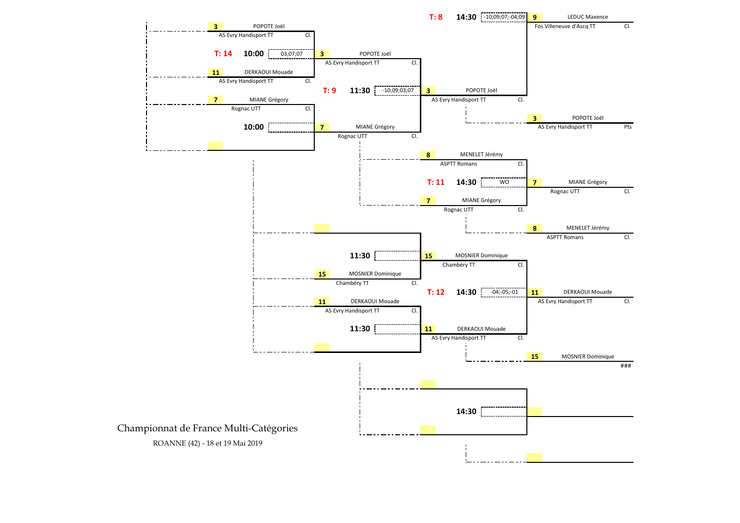## Tableau

### Premier tour (10:00)

| Table | Heure | Joueur 1 | Club 1 | Joueur 2 | Club 2 | Score | Vainqueur |
|---|---|---|---|---|---|---|---|
| T: 14 | 10:00 | 3 POPOTE Joël | AS Evry Handisport TT | 11 DERKAOUI Mouade | AS Evry Handisport TT | 03;07;07 | 3 POPOTE Joël (AS Evry Handisport TT) |
| | 10:00 | 7 MIANE Grégory | Rognac UTT | | | | 7 MIANE Grégory (Rognac UTT) |

### Deuxième tour (11:30)

| Table | Heure | Joueur 1 | Club 1 | Joueur 2 | Club 2 | Score | Vainqueur |
|---|---|---|---|---|---|---|---|
| T: 9 | 11:30 | 3 POPOTE Joël | AS Evry Handisport TT | 7 MIANE Grégory | Rognac UTT | -10;09;03;07 | 3 POPOTE Joël (AS Evry Handisport TT) |
| | 11:30 | | | 15 MOSNIER Dominique | Chambéry TT | | 15 MOSNIER Dominique (Chambéry TT) |
| | 11:30 | 11 DERKAOUI Mouade | AS Evry Handisport TT | | | | 11 DERKAOUI Mouade (AS Evry Handisport TT) |

### Troisième tour (14:30)

| Table | Heure | Joueur 1 | Club 1 | Joueur 2 | Club 2 | Score | Vainqueur | Perdant |
|---|---|---|---|---|---|---|---|---|
| T: 8 | 14:30 | 3 POPOTE Joël | AS Evry Handisport TT | | | -10;09;07;-04;09 | 9 LEDUC Maxence (Fos Villeneuve d'Ascq TT) | 3 POPOTE Joël (AS Evry Handisport TT) |
| T: 11 | 14:30 | 8 MENELET Jérémy | ASPTT Romans | 7 MIANE Grégory | Rognac UTT | WO | 7 MIANE Grégory (Rognac UTT) | 8 MENELET Jérémy (ASPTT Romans) |
| T: 12 | 14:30 | 15 MOSNIER Dominique | Chambéry TT | 11 DERKAOUI Mouade | AS Evry Handisport TT | -04;-05;-01 | 11 DERKAOUI Mouade (AS Evry Handisport TT) | 15 MOSNIER Dominique (###) |
| | 14:30 | | | | | | | |

Championnat de France Multi-Catégories

ROANNE (42) - 18 et 19 Mai 2019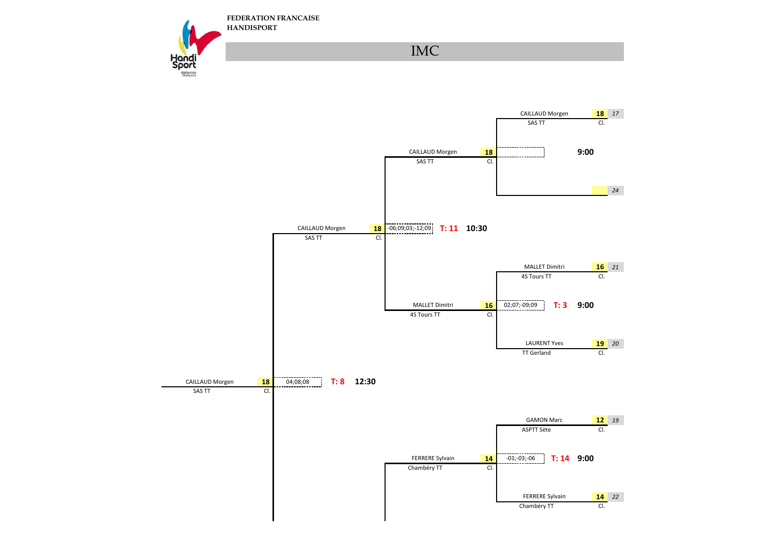FEDERATION FRANCAISE
HANDISPORT

# IMC

**First round (9:00)**

| Player | Club | Rank | Seed | Score | Table | Time |
|---|---|---|---|---|---|---|
| CAILLAUD Morgen | SAS TT | 18 | *17* | | | **9:00** |
| | | | *24* | | | |
| MALLET Dimitri | 4S Tours TT | 16 | *21* | 02;07;-09;09 | **T: 3** | **9:00** |
| LAURENT Yves | TT Gerland | 19 | *20* | | | |
| GAMON Marc | ASPTT Sète | 12 | *19* | -01;-03;-06 | **T: 14** | **9:00** |
| FERRERE Sylvain | Chambéry TT | 14 | *22* | | | |

**Second round (10:30)**

| Player | Club | Rank | Score | Table | Time |
|---|---|---|---|---|---|
| CAILLAUD Morgen | SAS TT | 18 | -06;09;03;-12;09 | **T: 11** | **10:30** |
| MALLET Dimitri | 4S Tours TT | 16 | | | |
| FERRERE Sylvain | Chambéry TT | 14 | | | |

**Third round (12:30)**

| Player | Club | Rank | Score | Table | Time |
|---|---|---|---|---|---|
| CAILLAUD Morgen | SAS TT | 18 | 04;08;08 | **T: 8** | **12:30** |

**Winner**

| Player | Club | Rank |
|---|---|---|
| CAILLAUD Morgen | SAS TT | 18 |

Cl. (shown beneath each rank)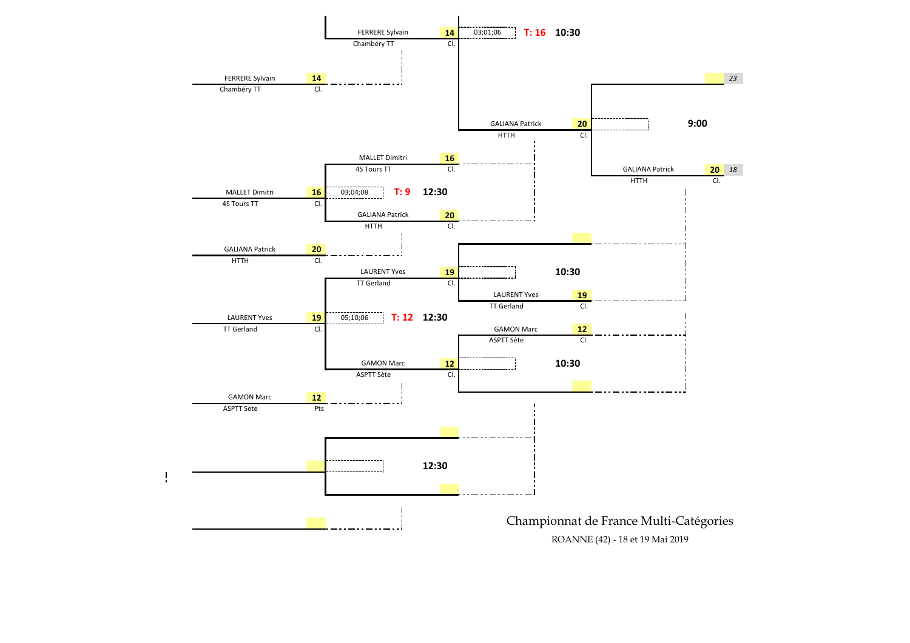FERRERE Sylvain
Chambéry TT
14
Cl.
03;01;06
T: 16 10:30

FERRERE Sylvain
Chambéry TT
14
Cl.

23

GALIANA Patrick
HTTH
20
Cl.
9:00

MALLET Dimitri
4S Tours TT
16
Cl.

GALIANA Patrick
HTTH
20 18
Cl.

MALLET Dimitri
4S Tours TT
16
Cl.
03;04;08
T: 9 12:30

GALIANA Patrick
HTTH
20
Cl.

GALIANA Patrick
HTTH
20
Cl.

LAURENT Yves
TT Gerland
19
Cl.
10:30

LAURENT Yves
TT Gerland
19
Cl.

LAURENT Yves
TT Gerland
19
Cl.
05;10;06
T: 12 12:30

GAMON Marc
ASPTT Sète
12
Cl.

GAMON Marc
ASPTT Sète
12
Cl.
10:30

GAMON Marc
ASPTT Sète
12
Pts

12:30

Championnat de France Multi-Catégories

ROANNE (42) - 18 et 19 Mai 2019